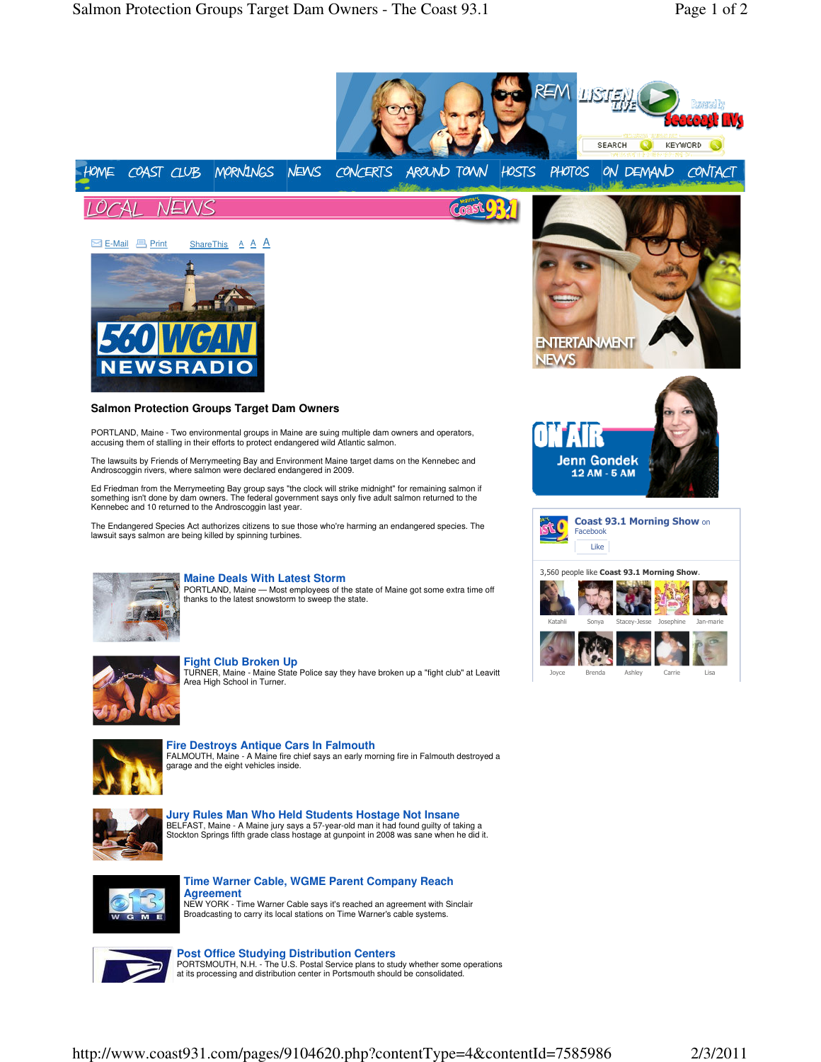HOME COAST CLUB MORNINGS NEWS CONCERTS AROUND TOWN HOSTS PHOTOS ON DEMAND CONTACT

LOCAL NEWS

E-Mail Print ShareThis A A A

## Salmon Protection Groups Target Dam Owners

PORTLAND, Maine - Two environmental groups in Maine are suing multiple dam owners and operators, accusing them of stalling in their efforts to protect endangered wild Atlantic salmon.

The lawsuits by Friends of Merrymeeting Bay and Environment Maine target dams on the Kennebec and Androscoggin rivers, where salmon were declared endangered in 2009.

Ed Friedman from the Merrymeeting Bay group says "the clock will strike midnight" for remaining salmon if something isn't done by dam owners. The federal government says only five adult salmon returned to the Kennebec and 10 returned to the Androscoggin last year.

The Endangered Species Act authorizes citizens to sue those who're harming an endangered species. The lawsuit says salmon are being killed by spinning turbines.

### Maine Deals With Latest Storm

PORTLAND, Maine — Most employees of the state of Maine got some extra time off thanks to the latest snowstorm to sweep the state.

### Fight Club Broken Up

TURNER, Maine - Maine State Police say they have broken up a "fight club" at Leavitt Area High School in Turner.

### Fire Destroys Antique Cars In Falmouth

FALMOUTH, Maine - A Maine fire chief says an early morning fire in Falmouth destroyed a garage and the eight vehicles inside.

### Jury Rules Man Who Held Students Hostage Not Insane

BELFAST, Maine - A Maine jury says a 57-year-old man it had found guilty of taking a Stockton Springs fifth grade class hostage at gunpoint in 2008 was sane when he did it.

### Time Warner Cable, WGME Parent Company Reach Agreement

NEW YORK - Time Warner Cable says it's reached an agreement with Sinclair Broadcasting to carry its local stations on Time Warner's cable systems.

### Post Office Studying Distribution Centers

PORTSMOUTH, N.H. - The U.S. Postal Service plans to study whether some operations at its processing and distribution center in Portsmouth should be consolidated.

---

ON AIR
Jenn Gondek
12 AM - 5 AM

**Coast 93.1 Morning Show** on Facebook

Like

3,560 people like **Coast 93.1 Morning Show**.

Katahli, Sonya, Stacey-Jesse, Josephine, Jan-marie, Joyce, Brenda, Ashley, Carrie, Lisa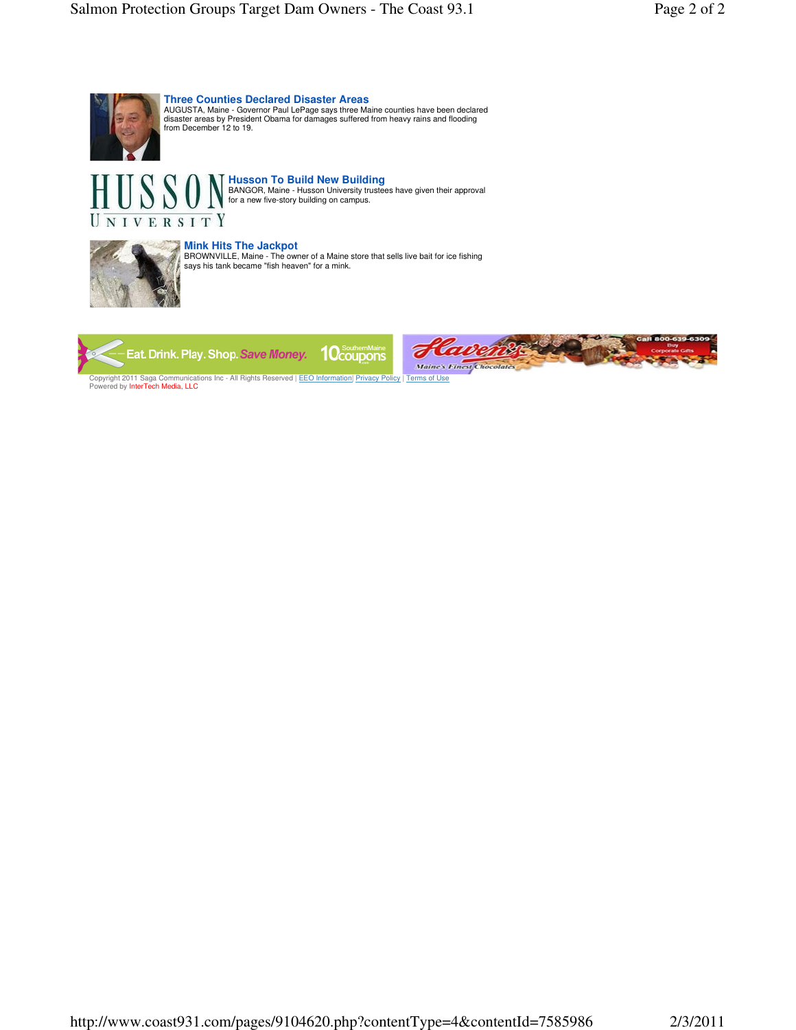### Three Counties Declared Disaster Areas

AUGUSTA, Maine - Governor Paul LePage says three Maine counties have been declared disaster areas by President Obama for damages suffered from heavy rains and flooding from December 12 to 19.

### Husson To Build New Building

BANGOR, Maine - Husson University trustees have given their approval for a new five-story building on campus.

### Mink Hits The Jackpot

BROWNVILLE, Maine - The owner of a Maine store that sells live bait for ice fishing says his tank became "fish heaven" for a mink.

Eat. Drink. Play. Shop. *Save Money.* 10 SouthernMaine coupons

Haven's Maine's Finest Chocolates Call 800-639-6309 Buy Corporate Gifts

Copyright 2011 Saga Communications Inc - All Rights Reserved | EEO Information| Privacy Policy | Terms of Use
Powered by InterTech Media, LLC